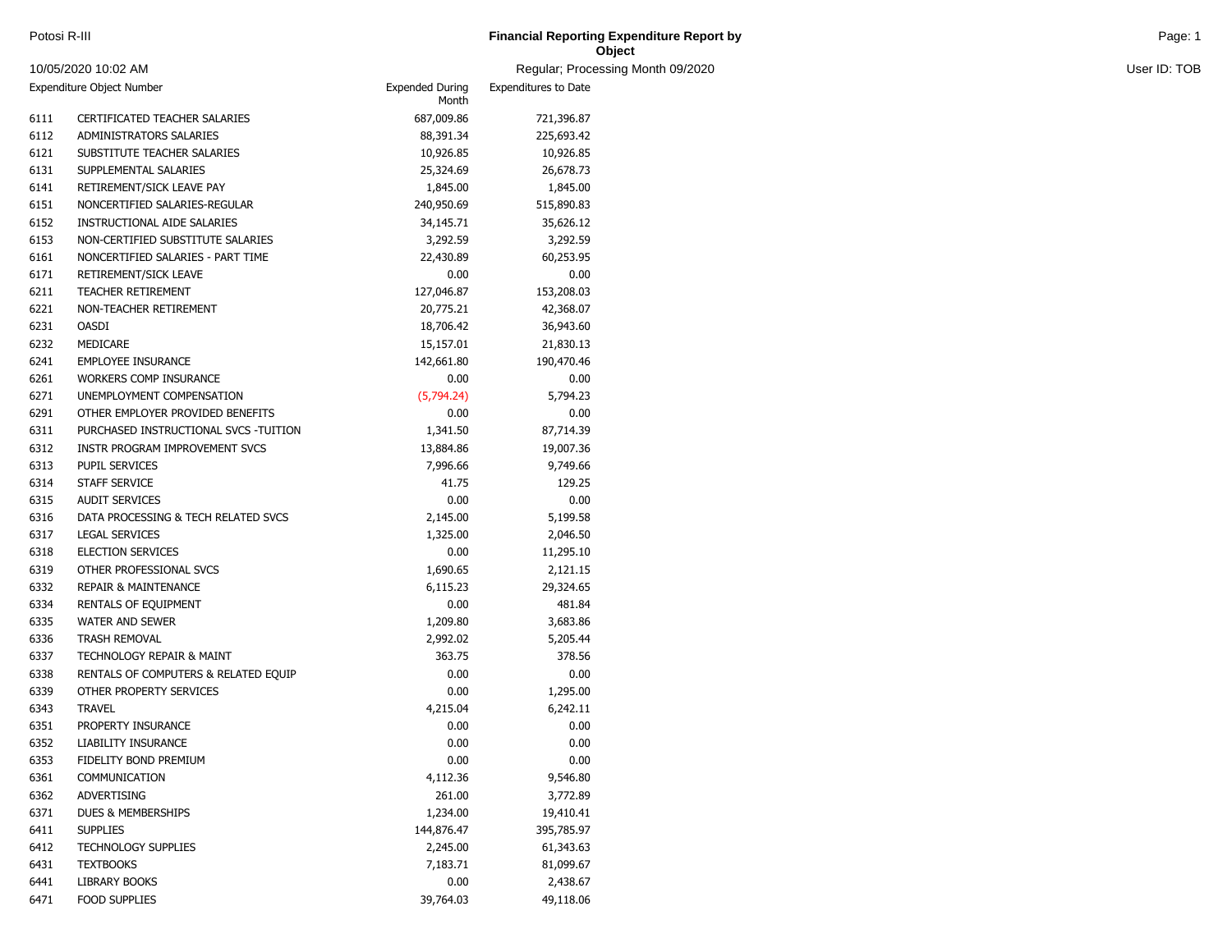Potosi R-III

# Financial Reporting Expenditure Report by Object

10/05/2020 10:02 AM

Regular; Processing Month 09/2020

User ID: TOB

| Expenditure Object Number | | Expended During Month | Expenditures to Date |
|---|---|---|---|
| 6111 | CERTIFICATED TEACHER SALARIES | 687,009.86 | 721,396.87 |
| 6112 | ADMINISTRATORS SALARIES | 88,391.34 | 225,693.42 |
| 6121 | SUBSTITUTE TEACHER SALARIES | 10,926.85 | 10,926.85 |
| 6131 | SUPPLEMENTAL SALARIES | 25,324.69 | 26,678.73 |
| 6141 | RETIREMENT/SICK LEAVE PAY | 1,845.00 | 1,845.00 |
| 6151 | NONCERTIFIED SALARIES-REGULAR | 240,950.69 | 515,890.83 |
| 6152 | INSTRUCTIONAL AIDE SALARIES | 34,145.71 | 35,626.12 |
| 6153 | NON-CERTIFIED SUBSTITUTE SALARIES | 3,292.59 | 3,292.59 |
| 6161 | NONCERTIFIED SALARIES - PART TIME | 22,430.89 | 60,253.95 |
| 6171 | RETIREMENT/SICK LEAVE | 0.00 | 0.00 |
| 6211 | TEACHER RETIREMENT | 127,046.87 | 153,208.03 |
| 6221 | NON-TEACHER RETIREMENT | 20,775.21 | 42,368.07 |
| 6231 | OASDI | 18,706.42 | 36,943.60 |
| 6232 | MEDICARE | 15,157.01 | 21,830.13 |
| 6241 | EMPLOYEE INSURANCE | 142,661.80 | 190,470.46 |
| 6261 | WORKERS COMP INSURANCE | 0.00 | 0.00 |
| 6271 | UNEMPLOYMENT COMPENSATION | (5,794.24) | 5,794.23 |
| 6291 | OTHER EMPLOYER PROVIDED BENEFITS | 0.00 | 0.00 |
| 6311 | PURCHASED INSTRUCTIONAL SVCS -TUITION | 1,341.50 | 87,714.39 |
| 6312 | INSTR PROGRAM IMPROVEMENT SVCS | 13,884.86 | 19,007.36 |
| 6313 | PUPIL SERVICES | 7,996.66 | 9,749.66 |
| 6314 | STAFF SERVICE | 41.75 | 129.25 |
| 6315 | AUDIT SERVICES | 0.00 | 0.00 |
| 6316 | DATA PROCESSING & TECH RELATED SVCS | 2,145.00 | 5,199.58 |
| 6317 | LEGAL SERVICES | 1,325.00 | 2,046.50 |
| 6318 | ELECTION SERVICES | 0.00 | 11,295.10 |
| 6319 | OTHER PROFESSIONAL SVCS | 1,690.65 | 2,121.15 |
| 6332 | REPAIR & MAINTENANCE | 6,115.23 | 29,324.65 |
| 6334 | RENTALS OF EQUIPMENT | 0.00 | 481.84 |
| 6335 | WATER AND SEWER | 1,209.80 | 3,683.86 |
| 6336 | TRASH REMOVAL | 2,992.02 | 5,205.44 |
| 6337 | TECHNOLOGY REPAIR & MAINT | 363.75 | 378.56 |
| 6338 | RENTALS OF COMPUTERS & RELATED EQUIP | 0.00 | 0.00 |
| 6339 | OTHER PROPERTY SERVICES | 0.00 | 1,295.00 |
| 6343 | TRAVEL | 4,215.04 | 6,242.11 |
| 6351 | PROPERTY INSURANCE | 0.00 | 0.00 |
| 6352 | LIABILITY INSURANCE | 0.00 | 0.00 |
| 6353 | FIDELITY BOND PREMIUM | 0.00 | 0.00 |
| 6361 | COMMUNICATION | 4,112.36 | 9,546.80 |
| 6362 | ADVERTISING | 261.00 | 3,772.89 |
| 6371 | DUES & MEMBERSHIPS | 1,234.00 | 19,410.41 |
| 6411 | SUPPLIES | 144,876.47 | 395,785.97 |
| 6412 | TECHNOLOGY SUPPLIES | 2,245.00 | 61,343.63 |
| 6431 | TEXTBOOKS | 7,183.71 | 81,099.67 |
| 6441 | LIBRARY BOOKS | 0.00 | 2,438.67 |
| 6471 | FOOD SUPPLIES | 39,764.03 | 49,118.06 |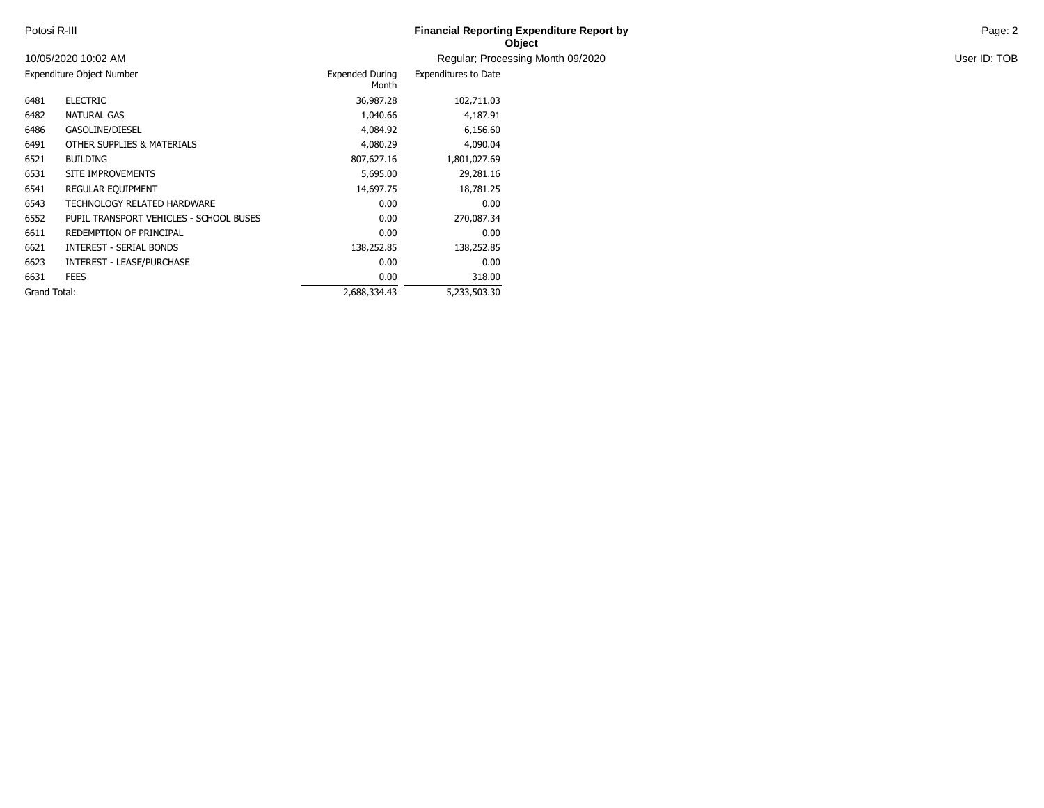| Expenditure Object Number | | Expended During Month | Expenditures to Date |
|---|---|---|---|
| 6481 | ELECTRIC | 36,987.28 | 102,711.03 |
| 6482 | NATURAL GAS | 1,040.66 | 4,187.91 |
| 6486 | GASOLINE/DIESEL | 4,084.92 | 6,156.60 |
| 6491 | OTHER SUPPLIES & MATERIALS | 4,080.29 | 4,090.04 |
| 6521 | BUILDING | 807,627.16 | 1,801,027.69 |
| 6531 | SITE IMPROVEMENTS | 5,695.00 | 29,281.16 |
| 6541 | REGULAR EQUIPMENT | 14,697.75 | 18,781.25 |
| 6543 | TECHNOLOGY RELATED HARDWARE | 0.00 | 0.00 |
| 6552 | PUPIL TRANSPORT VEHICLES - SCHOOL BUSES | 0.00 | 270,087.34 |
| 6611 | REDEMPTION OF PRINCIPAL | 0.00 | 0.00 |
| 6621 | INTEREST - SERIAL BONDS | 138,252.85 | 138,252.85 |
| 6623 | INTEREST - LEASE/PURCHASE | 0.00 | 0.00 |
| 6631 | FEES | 0.00 | 318.00 |
| Grand Total: | | 2,688,334.43 | 5,233,503.30 |